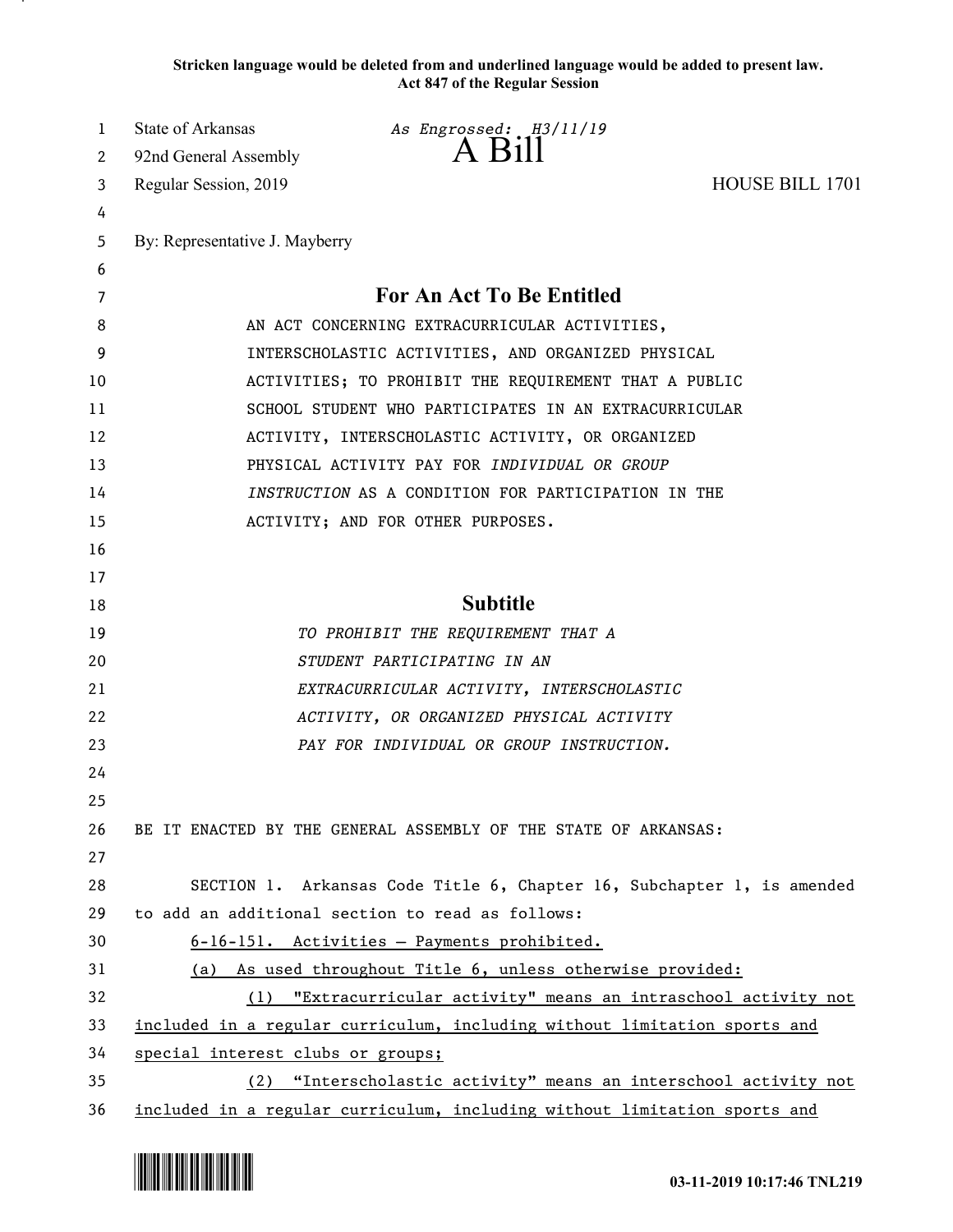**Stricken language would be deleted from and underlined language would be added to present law.**
**Act 847 of the Regular Session**

State of Arkansas *As Engrossed: H3/11/19*
92nd General Assembly **A Bill**
Regular Session, 2019 HOUSE BILL 1701

By: Representative J. Mayberry

## For An Act To Be Entitled

AN ACT CONCERNING EXTRACURRICULAR ACTIVITIES, INTERSCHOLASTIC ACTIVITIES, AND ORGANIZED PHYSICAL ACTIVITIES; TO PROHIBIT THE REQUIREMENT THAT A PUBLIC SCHOOL STUDENT WHO PARTICIPATES IN AN EXTRACURRICULAR ACTIVITY, INTERSCHOLASTIC ACTIVITY, OR ORGANIZED PHYSICAL ACTIVITY PAY FOR *INDIVIDUAL OR GROUP INSTRUCTION* AS A CONDITION FOR PARTICIPATION IN THE ACTIVITY; AND FOR OTHER PURPOSES.

## Subtitle

*TO PROHIBIT THE REQUIREMENT THAT A STUDENT PARTICIPATING IN AN EXTRACURRICULAR ACTIVITY, INTERSCHOLASTIC ACTIVITY, OR ORGANIZED PHYSICAL ACTIVITY PAY FOR INDIVIDUAL OR GROUP INSTRUCTION.*

BE IT ENACTED BY THE GENERAL ASSEMBLY OF THE STATE OF ARKANSAS:

SECTION 1. Arkansas Code Title 6, Chapter 16, Subchapter 1, is amended to add an additional section to read as follows:

<u>6-16-151. Activities — Payments prohibited.</u>

<u>(a) As used throughout Title 6, unless otherwise provided:</u>

<u>(1) "Extracurricular activity" means an intraschool activity not included in a regular curriculum, including without limitation sports and special interest clubs or groups;</u>

<u>(2) "Interscholastic activity" means an interschool activity not included in a regular curriculum, including without limitation sports and</u>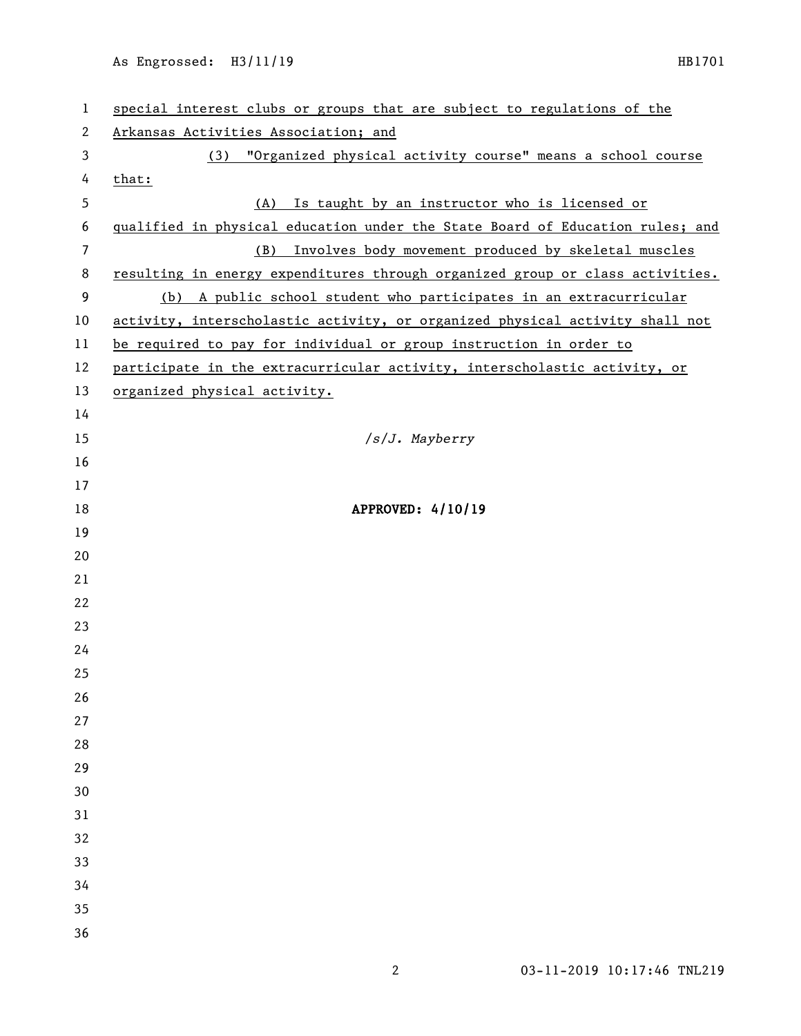special interest clubs or groups that are subject to regulations of the Arkansas Activities Association; and

(3) "Organized physical activity course" means a school course that:

(A) Is taught by an instructor who is licensed or qualified in physical education under the State Board of Education rules; and

(B) Involves body movement produced by skeletal muscles resulting in energy expenditures through organized group or class activities.

(b) A public school student who participates in an extracurricular activity, interscholastic activity, or organized physical activity shall not be required to pay for individual or group instruction in order to participate in the extracurricular activity, interscholastic activity, or organized physical activity.

*/s/J. Mayberry*

**APPROVED: 4/10/19**